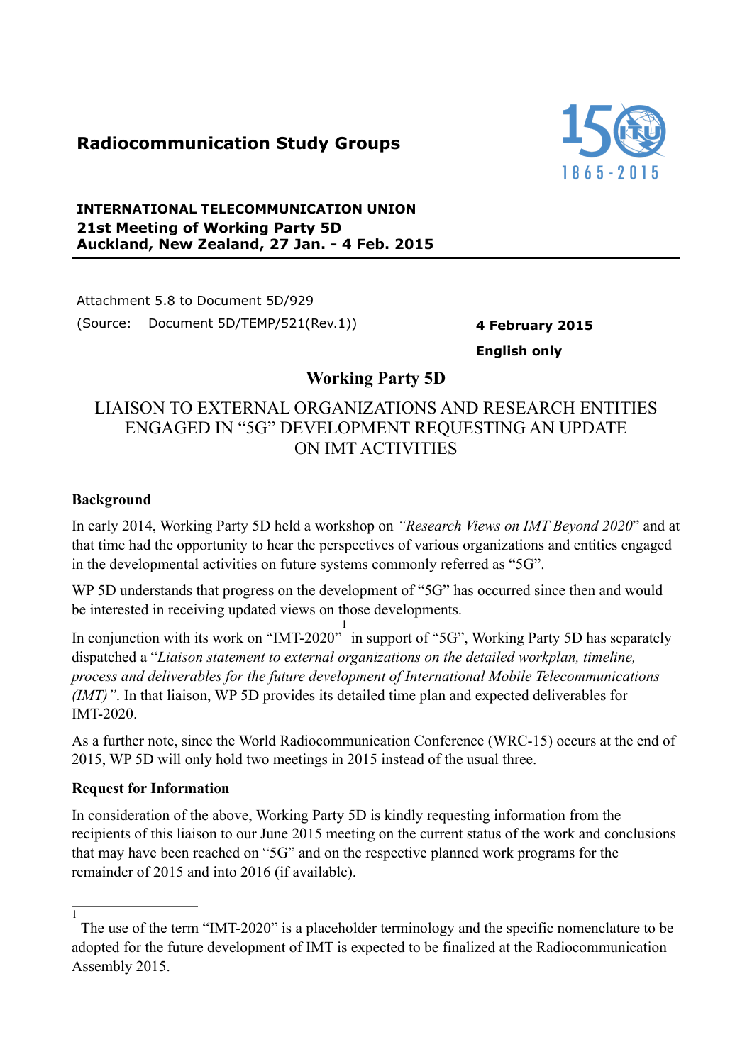**Radiocommunication Study Groups**

**INTERNATIONAL TELECOMMUNICATION UNION**
**21st Meeting of Working Party 5D**
**Auckland, New Zealand, 27 Jan. - 4 Feb. 2015**

Attachment 5.8 to Document 5D/929
(Source: Document 5D/TEMP/521(Rev.1))

**4 February 2015**

**English only**

## Working Party 5D

# LIAISON TO EXTERNAL ORGANIZATIONS AND RESEARCH ENTITIES ENGAGED IN "5G" DEVELOPMENT REQUESTING AN UPDATE ON IMT ACTIVITIES

### Background

In early 2014, Working Party 5D held a workshop on *"Research Views on IMT Beyond 2020*" and at that time had the opportunity to hear the perspectives of various organizations and entities engaged in the developmental activities on future systems commonly referred as "5G".

WP 5D understands that progress on the development of "5G" has occurred since then and would be interested in receiving updated views on those developments.

In conjunction with its work on "IMT-2020"[1] in support of "5G", Working Party 5D has separately dispatched a "*Liaison statement to external organizations on the detailed workplan, timeline, process and deliverables for the future development of International Mobile Telecommunications (IMT)"*. In that liaison, WP 5D provides its detailed time plan and expected deliverables for IMT-2020.

As a further note, since the World Radiocommunication Conference (WRC-15) occurs at the end of 2015, WP 5D will only hold two meetings in 2015 instead of the usual three.

### Request for Information

In consideration of the above, Working Party 5D is kindly requesting information from the recipients of this liaison to our June 2015 meeting on the current status of the work and conclusions that may have been reached on "5G" and on the respective planned work programs for the remainder of 2015 and into 2016 (if available).

---

[1] The use of the term "IMT-2020" is a placeholder terminology and the specific nomenclature to be adopted for the future development of IMT is expected to be finalized at the Radiocommunication Assembly 2015.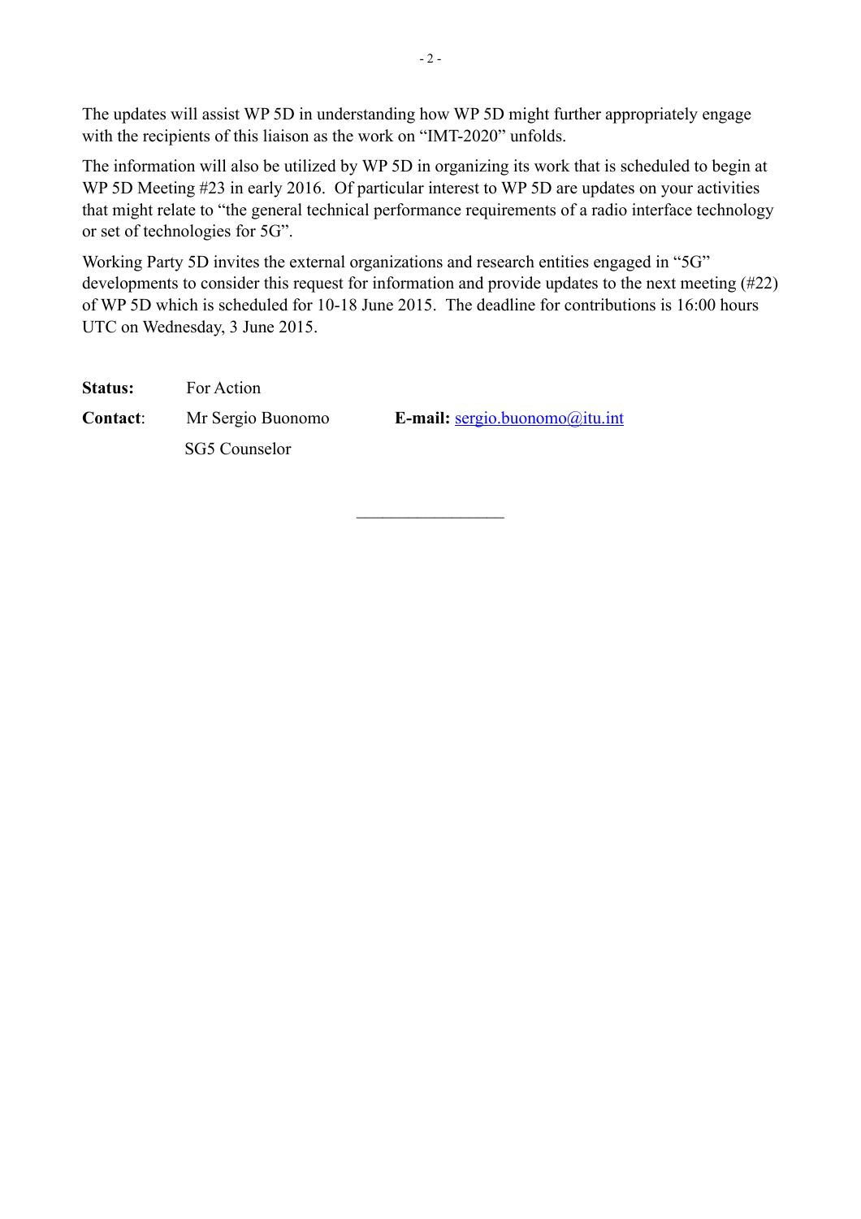The updates will assist WP 5D in understanding how WP 5D might further appropriately engage with the recipients of this liaison as the work on "IMT-2020" unfolds.

The information will also be utilized by WP 5D in organizing its work that is scheduled to begin at WP 5D Meeting #23 in early 2016. Of particular interest to WP 5D are updates on your activities that might relate to "the general technical performance requirements of a radio interface technology or set of technologies for 5G".

Working Party 5D invites the external organizations and research entities engaged in "5G" developments to consider this request for information and provide updates to the next meeting (#22) of WP 5D which is scheduled for 10-18 June 2015. The deadline for contributions is 16:00 hours UTC on Wednesday, 3 June 2015.

**Status:** For Action

**Contact:** Mr Sergio Buonomo **E-mail:** sergio.buonomo@itu.int

SG5 Counselor

\_\_\_\_\_\_\_\_\_\_\_\_\_\_\_\_\_\_